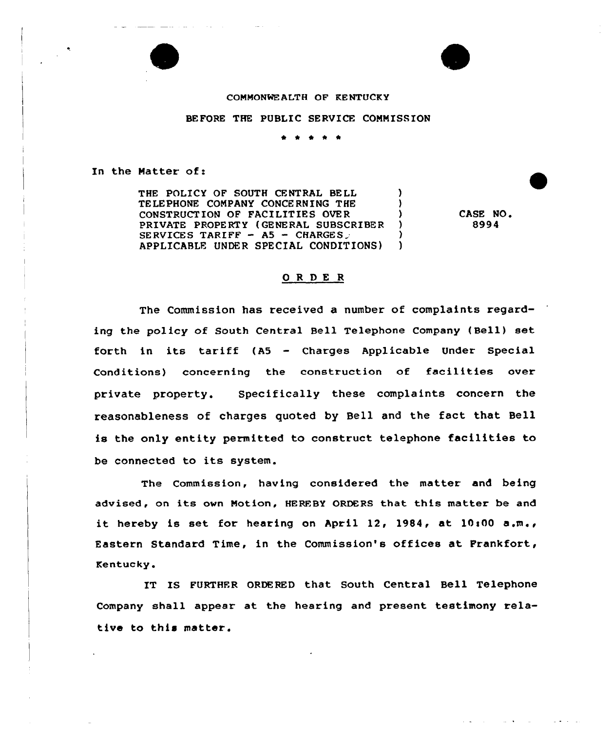COMMONWEALTH OF KENTUCKY

BEFORE THE PUBLIC SERVICE COMMISSION

\* \* \* \* \*

In the Matter of:

| | | |
|---|---|---|
| THE POLICY OF SOUTH CENTRAL BELL TELEPHONE COMPANY CONCERNING THE CONSTRUCTION OF FACILITIES OVER PRIVATE PROPERTY (GENERAL SUBSCRIBER SERVICES TARIFF - A5 - CHARGES APPLICABLE UNDER SPECIAL CONDITIONS) | ) | CASE NO. 8994 |

## O R D E R

The Commission has received a number of complaints regarding the policy of South Central Bell Telephone Company (Bell) set forth in its tariff (A5 - Charges Applicable Under Special Conditions) concerning the construction of facilities over private property. Specifically these complaints concern the reasonableness of charges quoted by Bell and the fact that Bell is the only entity permitted to construct telephone facilities to be connected to its system.

The Commission, having considered the matter and being advised, on its own Motion, HEREBY ORDERS that this matter be and it hereby is set for hearing on April 12, 1984, at 10:00 a.m., Eastern Standard Time, in the Commission's offices at Frankfort, Kentucky.

IT IS FURTHER ORDERED that South Central Bell Telephone Company shall appear at the hearing and present testimony relative to this matter.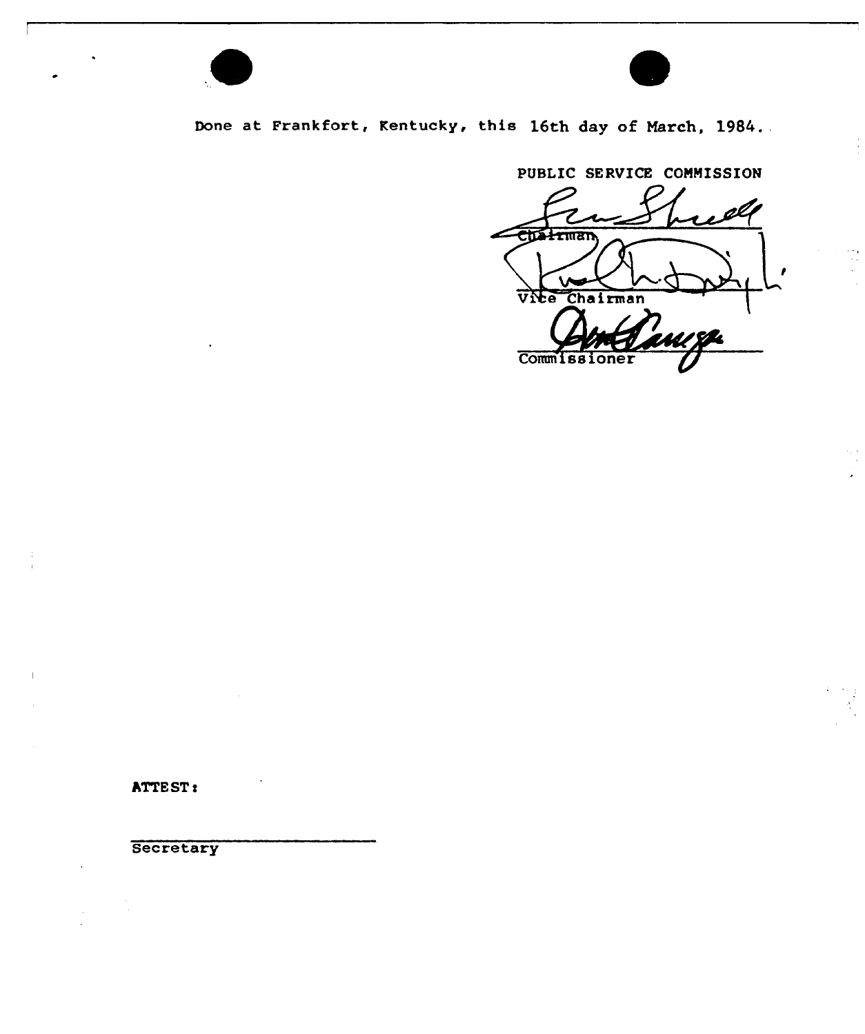Done at Frankfort, Kentucky, this 16th day of March, 1984.

PUBLIC SERVICE COMMISSION

Chairman

Vice Chairman

Commissioner

ATTEST:

Secretary